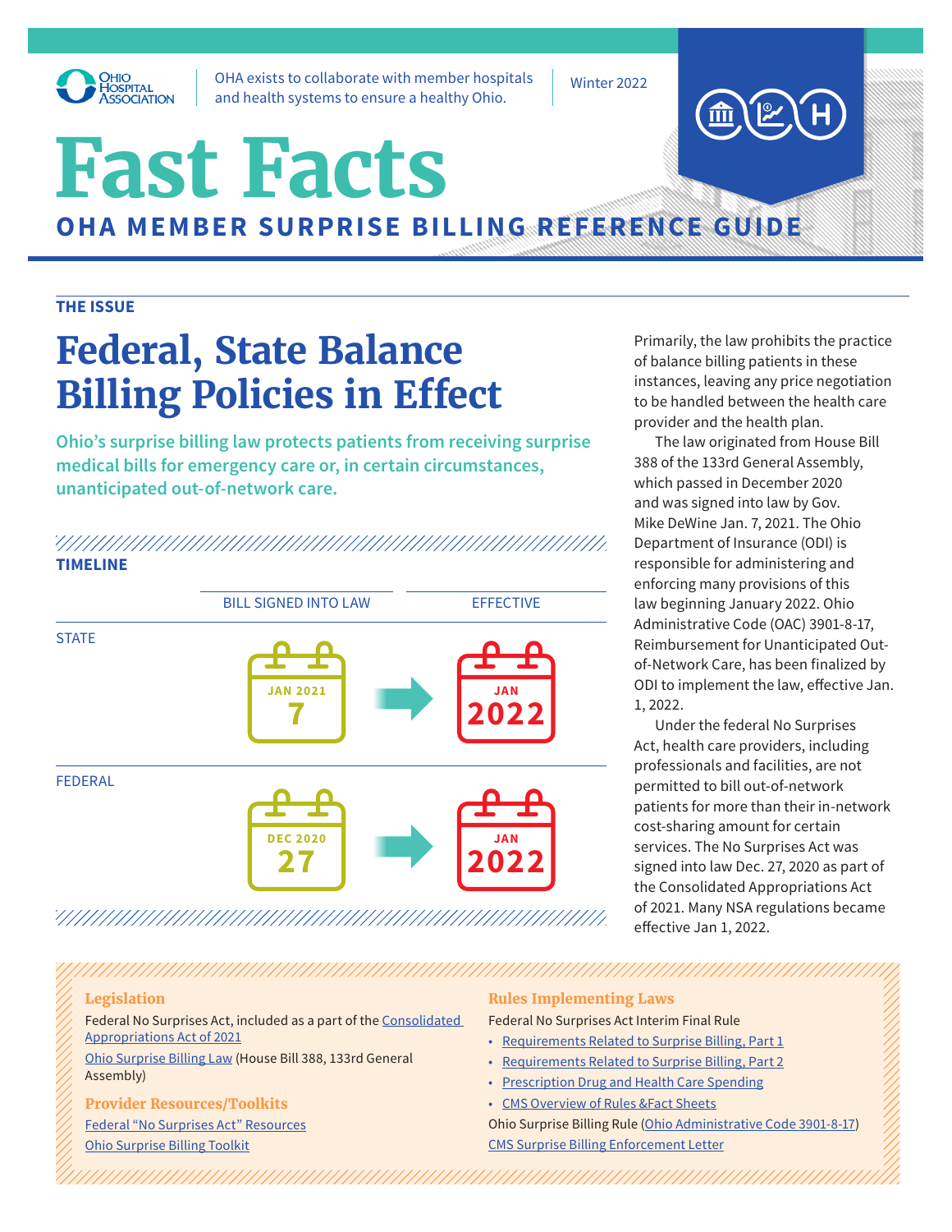Ohio Hospital Association

OHA exists to collaborate with member hospitals and health systems to ensure a healthy Ohio.

Winter 2022

# Fast Facts

## OHA MEMBER SURPRISE BILLING REFERENCE GUIDE

**THE ISSUE**

## Federal, State Balance Billing Policies in Effect

**Ohio's surprise billing law protects patients from receiving surprise medical bills for emergency care or, in certain circumstances, unanticipated out-of-network care.**

**TIMELINE**

| | BILL SIGNED INTO LAW | EFFECTIVE |
|---|---|---|
| STATE | JAN 2021 7 | JAN 2022 |
| FEDERAL | DEC 2020 27 | JAN 2022 |

Primarily, the law prohibits the practice of balance billing patients in these instances, leaving any price negotiation to be handled between the health care provider and the health plan.

The law originated from House Bill 388 of the 133rd General Assembly, which passed in December 2020 and was signed into law by Gov. Mike DeWine Jan. 7, 2021. The Ohio Department of Insurance (ODI) is responsible for administering and enforcing many provisions of this law beginning January 2022. Ohio Administrative Code (OAC) 3901-8-17, Reimbursement for Unanticipated Out-of-Network Care, has been finalized by ODI to implement the law, effective Jan. 1, 2022.

Under the federal No Surprises Act, health care providers, including professionals and facilities, are not permitted to bill out-of-network patients for more than their in-network cost-sharing amount for certain services. The No Surprises Act was signed into law Dec. 27, 2020 as part of the Consolidated Appropriations Act of 2021. Many NSA regulations became effective Jan 1, 2022.

### Legislation

Federal No Surprises Act, included as a part of the Consolidated Appropriations Act of 2021

Ohio Surprise Billing Law (House Bill 388, 133rd General Assembly)

### Provider Resources/Toolkits

Federal "No Surprises Act" Resources

Ohio Surprise Billing Toolkit

### Rules Implementing Laws

Federal No Surprises Act Interim Final Rule

- Requirements Related to Surprise Billing, Part 1
- Requirements Related to Surprise Billing, Part 2
- Prescription Drug and Health Care Spending
- CMS Overview of Rules &Fact Sheets

Ohio Surprise Billing Rule (Ohio Administrative Code 3901-8-17)

CMS Surprise Billing Enforcement Letter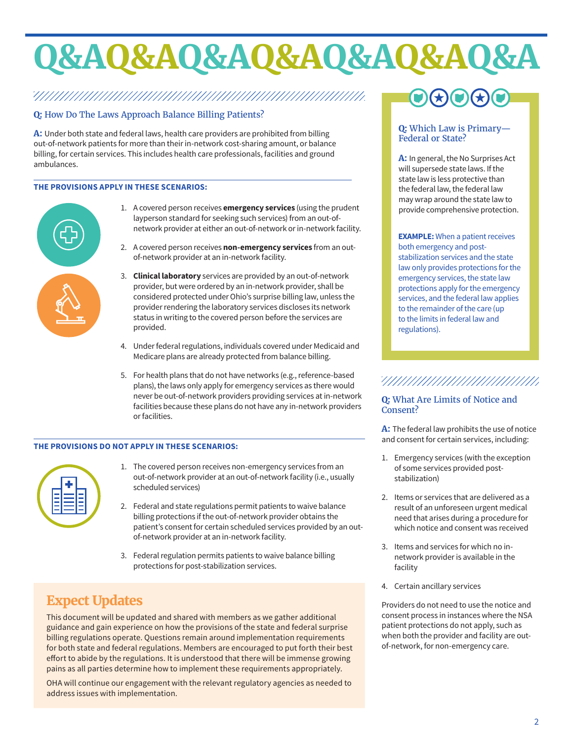# Q&AQ&AQ&AQ&AQ&AQ&AQ&A

### Q: How Do The Laws Approach Balance Billing Patients?

**A:** Under both state and federal laws, health care providers are prohibited from billing out-of-network patients for more than their in-network cost-sharing amount, or balance billing, for certain services. This includes health care professionals, facilities and ground ambulances.

#### THE PROVISIONS APPLY IN THESE SCENARIOS:

1. A covered person receives **emergency services** (using the prudent layperson standard for seeking such services) from an out-of-network provider at either an out-of-network or in-network facility.
2. A covered person receives **non-emergency services** from an out-of-network provider at an in-network facility.
3. **Clinical laboratory** services are provided by an out-of-network provider, but were ordered by an in-network provider, shall be considered protected under Ohio's surprise billing law, unless the provider rendering the laboratory services discloses its network status in writing to the covered person before the services are provided.
4. Under federal regulations, individuals covered under Medicaid and Medicare plans are already protected from balance billing.
5. For health plans that do not have networks (e.g., reference-based plans), the laws only apply for emergency services as there would never be out-of-network providers providing services at in-network facilities because these plans do not have any in-network providers or facilities.

#### THE PROVISIONS DO NOT APPLY IN THESE SCENARIOS:

1. The covered person receives non-emergency services from an out-of-network provider at an out-of-network facility (i.e., usually scheduled services)
2. Federal and state regulations permit patients to waive balance billing protections if the out-of-network provider obtains the patient's consent for certain scheduled services provided by an out-of-network provider at an in-network facility.
3. Federal regulation permits patients to waive balance billing protections for post-stabilization services.

## Expect Updates

This document will be updated and shared with members as we gather additional guidance and gain experience on how the provisions of the state and federal surprise billing regulations operate. Questions remain around implementation requirements for both state and federal regulations. Members are encouraged to put forth their best effort to abide by the regulations. It is understood that there will be immense growing pains as all parties determine how to implement these requirements appropriately.

OHA will continue our engagement with the relevant regulatory agencies as needed to address issues with implementation.

### Q: Which Law is Primary—Federal or State?

**A:** In general, the No Surprises Act will supersede state laws. If the state law is less protective than the federal law, the federal law may wrap around the state law to provide comprehensive protection.

**EXAMPLE:** When a patient receives both emergency and post-stabilization services and the state law only provides protections for the emergency services, the state law protections apply for the emergency services, and the federal law applies to the remainder of the care (up to the limits in federal law and regulations).

### Q: What Are Limits of Notice and Consent?

**A:** The federal law prohibits the use of notice and consent for certain services, including:

1. Emergency services (with the exception of some services provided post-stabilization)
2. Items or services that are delivered as a result of an unforeseen urgent medical need that arises during a procedure for which notice and consent was received
3. Items and services for which no in-network provider is available in the facility
4. Certain ancillary services

Providers do not need to use the notice and consent process in instances where the NSA patient protections do not apply, such as when both the provider and facility are out-of-network, for non-emergency care.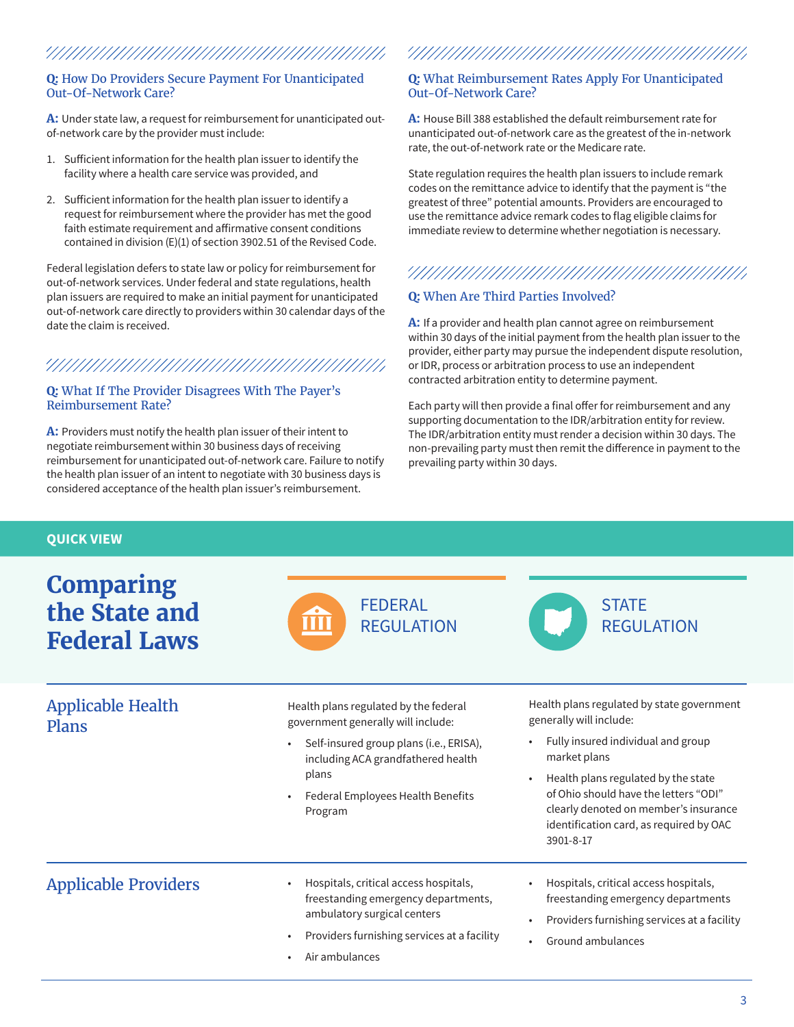### Q: How Do Providers Secure Payment For Unanticipated Out-Of-Network Care?

**A:** Under state law, a request for reimbursement for unanticipated out-of-network care by the provider must include:

1. Sufficient information for the health plan issuer to identify the facility where a health care service was provided, and
2. Sufficient information for the health plan issuer to identify a request for reimbursement where the provider has met the good faith estimate requirement and affirmative consent conditions contained in division (E)(1) of section 3902.51 of the Revised Code.

Federal legislation defers to state law or policy for reimbursement for out-of-network services. Under federal and state regulations, health plan issuers are required to make an initial payment for unanticipated out-of-network care directly to providers within 30 calendar days of the date the claim is received.

### Q: What If The Provider Disagrees With The Payer's Reimbursement Rate?

**A:** Providers must notify the health plan issuer of their intent to negotiate reimbursement within 30 business days of receiving reimbursement for unanticipated out-of-network care. Failure to notify the health plan issuer of an intent to negotiate with 30 business days is considered acceptance of the health plan issuer's reimbursement.

### Q: What Reimbursement Rates Apply For Unanticipated Out-Of-Network Care?

**A:** House Bill 388 established the default reimbursement rate for unanticipated out-of-network care as the greatest of the in-network rate, the out-of-network rate or the Medicare rate.

State regulation requires the health plan issuers to include remark codes on the remittance advice to identify that the payment is "the greatest of three" potential amounts. Providers are encouraged to use the remittance advice remark codes to flag eligible claims for immediate review to determine whether negotiation is necessary.

### Q: When Are Third Parties Involved?

**A:** If a provider and health plan cannot agree on reimbursement within 30 days of the initial payment from the health plan issuer to the provider, either party may pursue the independent dispute resolution, or IDR, process or arbitration process to use an independent contracted arbitration entity to determine payment.

Each party will then provide a final offer for reimbursement and any supporting documentation to the IDR/arbitration entity for review. The IDR/arbitration entity must render a decision within 30 days. The non-prevailing party must then remit the difference in payment to the prevailing party within 30 days.

**QUICK VIEW**

## Comparing the State and Federal Laws

| | FEDERAL REGULATION | STATE REGULATION |
|---|---|---|
| **Applicable Health Plans** | Health plans regulated by the federal government generally will include:<br>• Self-insured group plans (i.e., ERISA), including ACA grandfathered health plans<br>• Federal Employees Health Benefits Program | Health plans regulated by state government generally will include:<br>• Fully insured individual and group market plans<br>• Health plans regulated by the state of Ohio should have the letters "ODI" clearly denoted on member's insurance identification card, as required by OAC 3901-8-17 |
| **Applicable Providers** | • Hospitals, critical access hospitals, freestanding emergency departments, ambulatory surgical centers<br>• Providers furnishing services at a facility<br>• Air ambulances | • Hospitals, critical access hospitals, freestanding emergency departments<br>• Providers furnishing services at a facility<br>• Ground ambulances |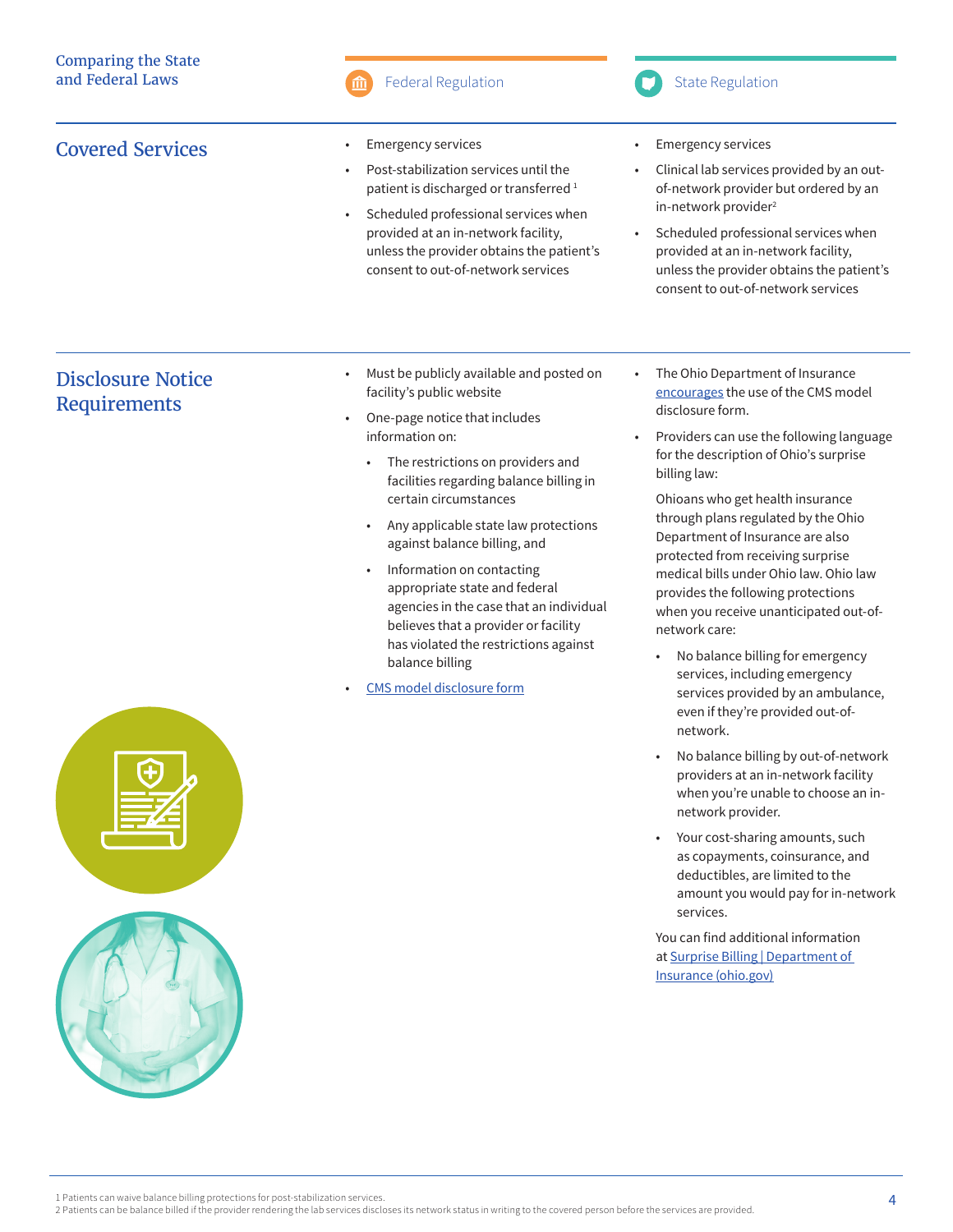## Comparing the State and Federal Laws

| | Federal Regulation | State Regulation |
|---|---|---|
| **Covered Services** | • Emergency services<br>• Post-stabilization services until the patient is discharged or transferred [1]<br>• Scheduled professional services when provided at an in-network facility, unless the provider obtains the patient's consent to out-of-network services | • Emergency services<br>• Clinical lab services provided by an out-of-network provider but ordered by an in-network provider[2]<br>• Scheduled professional services when provided at an in-network facility, unless the provider obtains the patient's consent to out-of-network services |
| **Disclosure Notice Requirements** | • Must be publicly available and posted on facility's public website<br>• One-page notice that includes information on:<br>  ◦ The restrictions on providers and facilities regarding balance billing in certain circumstances<br>  ◦ Any applicable state law protections against balance billing, and<br>  ◦ Information on contacting appropriate state and federal agencies in the case that an individual believes that a provider or facility has violated the restrictions against balance billing<br>• CMS model disclosure form | • The Ohio Department of Insurance encourages the use of the CMS model disclosure form.<br>• Providers can use the following language for the description of Ohio's surprise billing law:<br>Ohioans who get health insurance through plans regulated by the Ohio Department of Insurance are also protected from receiving surprise medical bills under Ohio law. Ohio law provides the following protections when you receive unanticipated out-of-network care:<br>  ◦ No balance billing for emergency services, including emergency services provided by an ambulance, even if they're provided out-of-network.<br>  ◦ No balance billing by out-of-network providers at an in-network facility when you're unable to choose an in-network provider.<br>  ◦ Your cost-sharing amounts, such as copayments, coinsurance, and deductibles, are limited to the amount you would pay for in-network services.<br>You can find additional information at Surprise Billing \| Department of Insurance (ohio.gov) |

1 Patients can waive balance billing protections for post-stabilization services.
2 Patients can be balance billed if the provider rendering the lab services discloses its network status in writing to the covered person before the services are provided.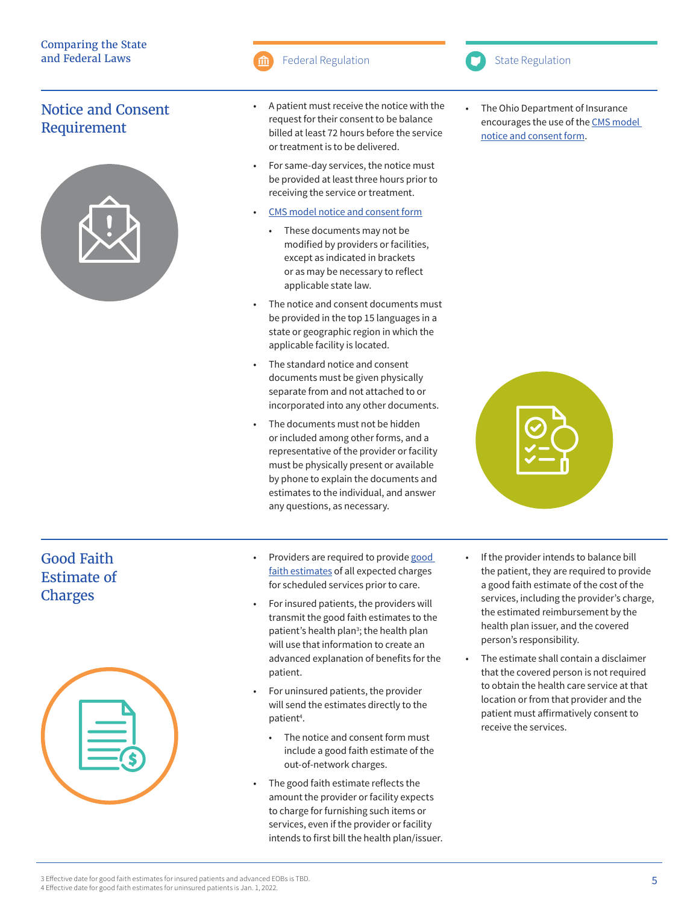# Comparing the State and Federal Laws

| | Federal Regulation | State Regulation |
|---|---|---|
| **Notice and Consent Requirement** | • A patient must receive the notice with the request for their consent to be balance billed at least 72 hours before the service or treatment is to be delivered.<br>• For same-day services, the notice must be provided at least three hours prior to receiving the service or treatment.<br>• CMS model notice and consent form<br>  ◦ These documents may not be modified by providers or facilities, except as indicated in brackets or as may be necessary to reflect applicable state law.<br>• The notice and consent documents must be provided in the top 15 languages in a state or geographic region in which the applicable facility is located.<br>• The standard notice and consent documents must be given physically separate from and not attached to or incorporated into any other documents.<br>• The documents must not be hidden or included among other forms, and a representative of the provider or facility must be physically present or available by phone to explain the documents and estimates to the individual, and answer any questions, as necessary. | • The Ohio Department of Insurance encourages the use of the CMS model notice and consent form. |
| **Good Faith Estimate of Charges** | • Providers are required to provide good faith estimates of all expected charges for scheduled services prior to care.<br>• For insured patients, the providers will transmit the good faith estimates to the patient's health plan[3]; the health plan will use that information to create an advanced explanation of benefits for the patient.<br>• For uninsured patients, the provider will send the estimates directly to the patient[4].<br>  ◦ The notice and consent form must include a good faith estimate of the out-of-network charges.<br>• The good faith estimate reflects the amount the provider or facility expects to charge for furnishing such items or services, even if the provider or facility intends to first bill the health plan/issuer. | • If the provider intends to balance bill the patient, they are required to provide a good faith estimate of the cost of the services, including the provider's charge, the estimated reimbursement by the health plan issuer, and the covered person's responsibility.<br>• The estimate shall contain a disclaimer that the covered person is not required to obtain the health care service at that location or from that provider and the patient must affirmatively consent to receive the services. |

3 Effective date for good faith estimates for insured patients and advanced EOBs is TBD.
4 Effective date for good faith estimates for uninsured patients is Jan. 1, 2022.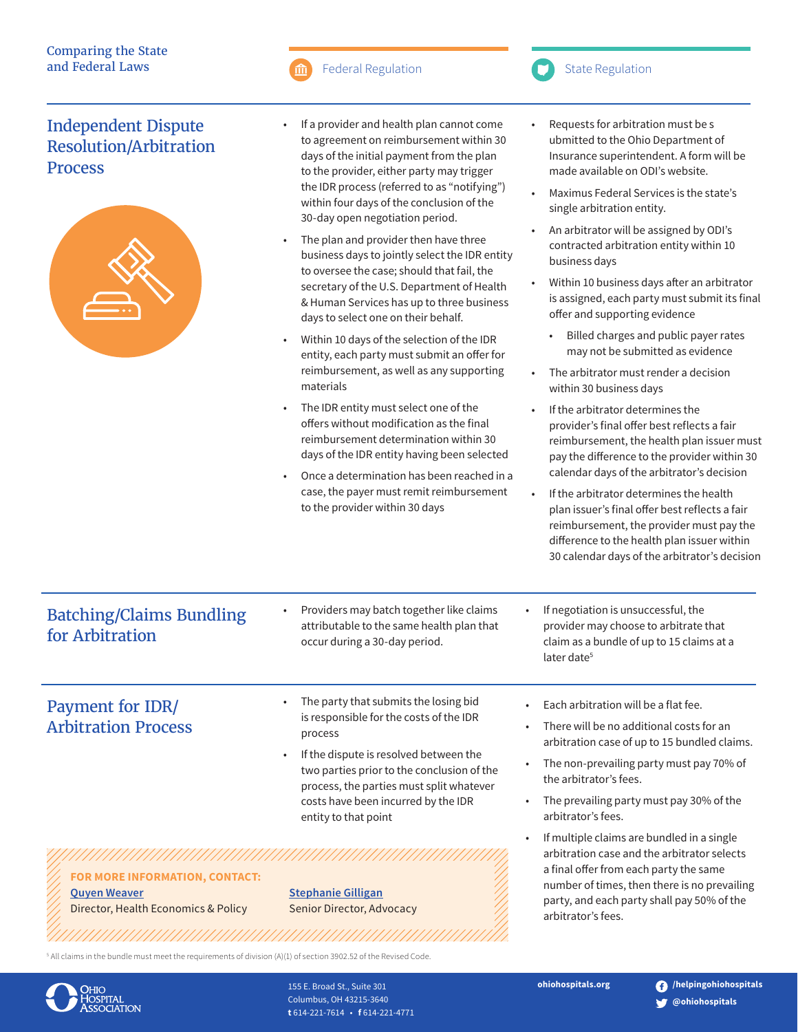Comparing the State and Federal Laws

| | Federal Regulation | State Regulation |
|---|---|---|
| **Independent Dispute Resolution/Arbitration Process** | • If a provider and health plan cannot come to agreement on reimbursement within 30 days of the initial payment from the plan to the provider, either party may trigger the IDR process (referred to as "notifying") within four days of the conclusion of the 30-day open negotiation period.<br>• The plan and provider then have three business days to jointly select the IDR entity to oversee the case; should that fail, the secretary of the U.S. Department of Health & Human Services has up to three business days to select one on their behalf.<br>• Within 10 days of the selection of the IDR entity, each party must submit an offer for reimbursement, as well as any supporting materials<br>• The IDR entity must select one of the offers without modification as the final reimbursement determination within 30 days of the IDR entity having been selected<br>• Once a determination has been reached in a case, the payer must remit reimbursement to the provider within 30 days | • Requests for arbitration must be s ubmitted to the Ohio Department of Insurance superintendent. A form will be made available on ODI's website.<br>• Maximus Federal Services is the state's single arbitration entity.<br>• An arbitrator will be assigned by ODI's contracted arbitration entity within 10 business days<br>• Within 10 business days after an arbitrator is assigned, each party must submit its final offer and supporting evidence<br>&nbsp;&nbsp;&nbsp;◦ Billed charges and public payer rates may not be submitted as evidence<br>• The arbitrator must render a decision within 30 business days<br>• If the arbitrator determines the provider's final offer best reflects a fair reimbursement, the health plan issuer must pay the difference to the provider within 30 calendar days of the arbitrator's decision<br>• If the arbitrator determines the health plan issuer's final offer best reflects a fair reimbursement, the provider must pay the difference to the health plan issuer within 30 calendar days of the arbitrator's decision |
| **Batching/Claims Bundling for Arbitration** | • Providers may batch together like claims attributable to the same health plan that occur during a 30-day period. | • If negotiation is unsuccessful, the provider may choose to arbitrate that claim as a bundle of up to 15 claims at a later date[5] |
| **Payment for IDR/ Arbitration Process** | • The party that submits the losing bid is responsible for the costs of the IDR process<br>• If the dispute is resolved between the two parties prior to the conclusion of the process, the parties must split whatever costs have been incurred by the IDR entity to that point | • Each arbitration will be a flat fee.<br>• There will be no additional costs for an arbitration case of up to 15 bundled claims.<br>• The non-prevailing party must pay 70% of the arbitrator's fees.<br>• The prevailing party must pay 30% of the arbitrator's fees.<br>• If multiple claims are bundled in a single arbitration case and the arbitrator selects a final offer from each party the same number of times, then there is no prevailing party, and each party shall pay 50% of the arbitrator's fees. |

**FOR MORE INFORMATION, CONTACT:**

Quyen Weaver
Director, Health Economics & Policy

Stephanie Gilligan
Senior Director, Advocacy

[5] All claims in the bundle must meet the requirements of division (A)(1) of section 3902.52 of the Revised Code.

Ohio Hospital Association

155 E. Broad St., Suite 301
Columbus, OH 43215-3640
t 614-221-7614 • f 614-221-4771

ohiohospitals.org

/helpingohiohospitals
@ohiohospitals